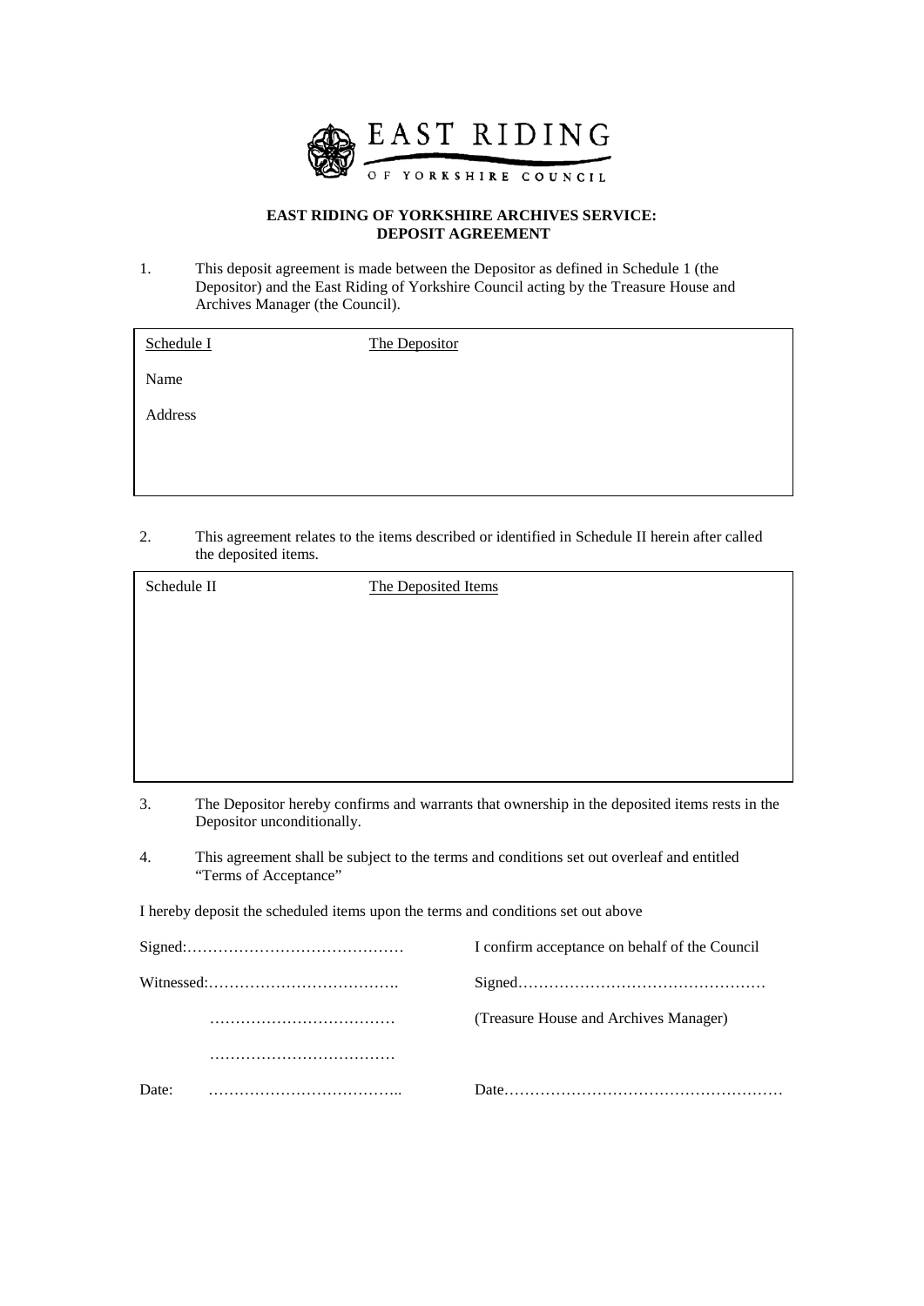EAST RIDING OF YORKSHIRE COUNCIL

## EAST RIDING OF YORKSHIRE ARCHIVES SERVICE: DEPOSIT AGREEMENT

1. This deposit agreement is made between the Depositor as defined in Schedule 1 (the Depositor) and the East Riding of Yorkshire Council acting by the Treasure House and Archives Manager (the Council).

| Schedule I | The Depositor |
| --- | --- |
| Name | |
| Address | |

2. This agreement relates to the items described or identified in Schedule II herein after called the deposited items.

| Schedule II | The Deposited Items |
| --- | --- |
| | |

3. The Depositor hereby confirms and warrants that ownership in the deposited items rests in the Depositor unconditionally.

4. This agreement shall be subject to the terms and conditions set out overleaf and entitled "Terms of Acceptance"

I hereby deposit the scheduled items upon the terms and conditions set out above

Signed:……………………………………

Witnessed:……………………………….

………………………………

………………………………

Date: ………………………………..

I confirm acceptance on behalf of the Council

Signed…………………………………………

(Treasure House and Archives Manager)

Date………………………………………………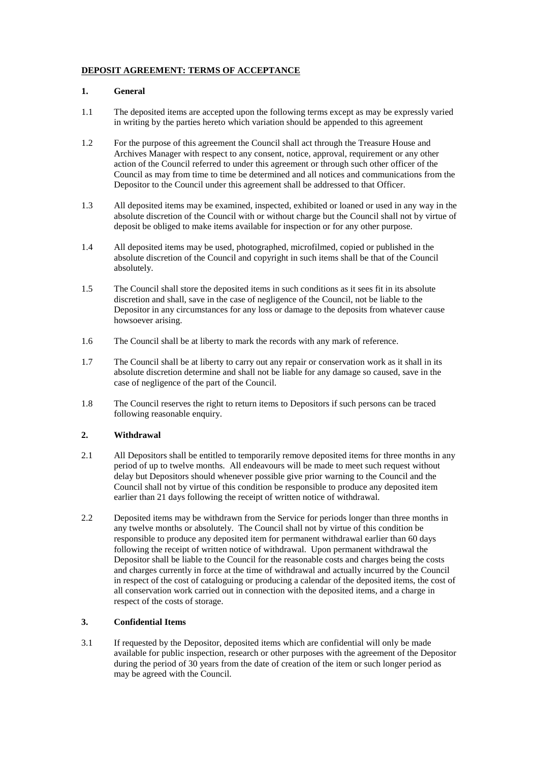**DEPOSIT AGREEMENT: TERMS OF ACCEPTANCE**

**1. General**

1.1 The deposited items are accepted upon the following terms except as may be expressly varied in writing by the parties hereto which variation should be appended to this agreement

1.2 For the purpose of this agreement the Council shall act through the Treasure House and Archives Manager with respect to any consent, notice, approval, requirement or any other action of the Council referred to under this agreement or through such other officer of the Council as may from time to time be determined and all notices and communications from the Depositor to the Council under this agreement shall be addressed to that Officer.

1.3 All deposited items may be examined, inspected, exhibited or loaned or used in any way in the absolute discretion of the Council with or without charge but the Council shall not by virtue of deposit be obliged to make items available for inspection or for any other purpose.

1.4 All deposited items may be used, photographed, microfilmed, copied or published in the absolute discretion of the Council and copyright in such items shall be that of the Council absolutely.

1.5 The Council shall store the deposited items in such conditions as it sees fit in its absolute discretion and shall, save in the case of negligence of the Council, not be liable to the Depositor in any circumstances for any loss or damage to the deposits from whatever cause howsoever arising.

1.6 The Council shall be at liberty to mark the records with any mark of reference.

1.7 The Council shall be at liberty to carry out any repair or conservation work as it shall in its absolute discretion determine and shall not be liable for any damage so caused, save in the case of negligence of the part of the Council.

1.8 The Council reserves the right to return items to Depositors if such persons can be traced following reasonable enquiry.

**2. Withdrawal**

2.1 All Depositors shall be entitled to temporarily remove deposited items for three months in any period of up to twelve months. All endeavours will be made to meet such request without delay but Depositors should whenever possible give prior warning to the Council and the Council shall not by virtue of this condition be responsible to produce any deposited item earlier than 21 days following the receipt of written notice of withdrawal.

2.2 Deposited items may be withdrawn from the Service for periods longer than three months in any twelve months or absolutely. The Council shall not by virtue of this condition be responsible to produce any deposited item for permanent withdrawal earlier than 60 days following the receipt of written notice of withdrawal. Upon permanent withdrawal the Depositor shall be liable to the Council for the reasonable costs and charges being the costs and charges currently in force at the time of withdrawal and actually incurred by the Council in respect of the cost of cataloguing or producing a calendar of the deposited items, the cost of all conservation work carried out in connection with the deposited items, and a charge in respect of the costs of storage.

**3. Confidential Items**

3.1 If requested by the Depositor, deposited items which are confidential will only be made available for public inspection, research or other purposes with the agreement of the Depositor during the period of 30 years from the date of creation of the item or such longer period as may be agreed with the Council.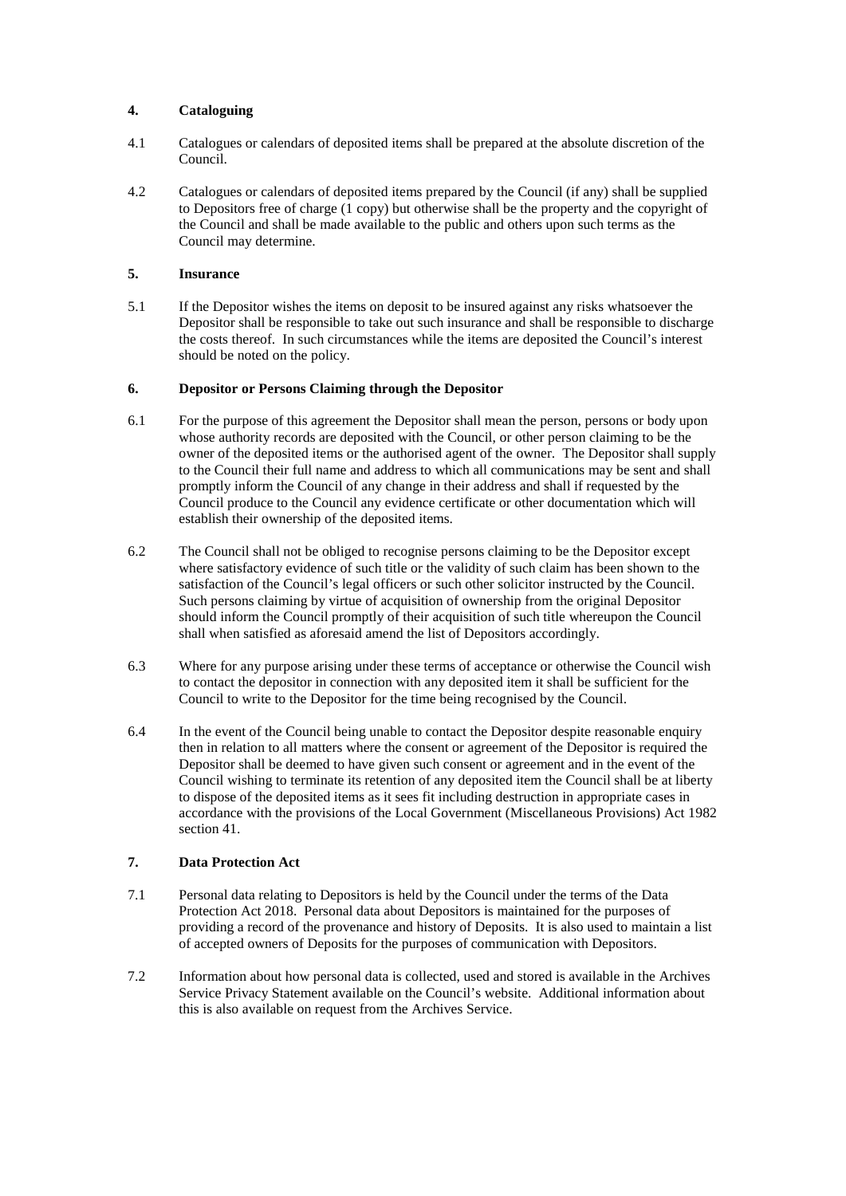## 4. Cataloguing

4.1 Catalogues or calendars of deposited items shall be prepared at the absolute discretion of the Council.

4.2 Catalogues or calendars of deposited items prepared by the Council (if any) shall be supplied to Depositors free of charge (1 copy) but otherwise shall be the property and the copyright of the Council and shall be made available to the public and others upon such terms as the Council may determine.

## 5. Insurance

5.1 If the Depositor wishes the items on deposit to be insured against any risks whatsoever the Depositor shall be responsible to take out such insurance and shall be responsible to discharge the costs thereof. In such circumstances while the items are deposited the Council's interest should be noted on the policy.

## 6. Depositor or Persons Claiming through the Depositor

6.1 For the purpose of this agreement the Depositor shall mean the person, persons or body upon whose authority records are deposited with the Council, or other person claiming to be the owner of the deposited items or the authorised agent of the owner. The Depositor shall supply to the Council their full name and address to which all communications may be sent and shall promptly inform the Council of any change in their address and shall if requested by the Council produce to the Council any evidence certificate or other documentation which will establish their ownership of the deposited items.

6.2 The Council shall not be obliged to recognise persons claiming to be the Depositor except where satisfactory evidence of such title or the validity of such claim has been shown to the satisfaction of the Council's legal officers or such other solicitor instructed by the Council. Such persons claiming by virtue of acquisition of ownership from the original Depositor should inform the Council promptly of their acquisition of such title whereupon the Council shall when satisfied as aforesaid amend the list of Depositors accordingly.

6.3 Where for any purpose arising under these terms of acceptance or otherwise the Council wish to contact the depositor in connection with any deposited item it shall be sufficient for the Council to write to the Depositor for the time being recognised by the Council.

6.4 In the event of the Council being unable to contact the Depositor despite reasonable enquiry then in relation to all matters where the consent or agreement of the Depositor is required the Depositor shall be deemed to have given such consent or agreement and in the event of the Council wishing to terminate its retention of any deposited item the Council shall be at liberty to dispose of the deposited items as it sees fit including destruction in appropriate cases in accordance with the provisions of the Local Government (Miscellaneous Provisions) Act 1982 section 41.

## 7. Data Protection Act

7.1 Personal data relating to Depositors is held by the Council under the terms of the Data Protection Act 2018. Personal data about Depositors is maintained for the purposes of providing a record of the provenance and history of Deposits. It is also used to maintain a list of accepted owners of Deposits for the purposes of communication with Depositors.

7.2 Information about how personal data is collected, used and stored is available in the Archives Service Privacy Statement available on the Council's website. Additional information about this is also available on request from the Archives Service.